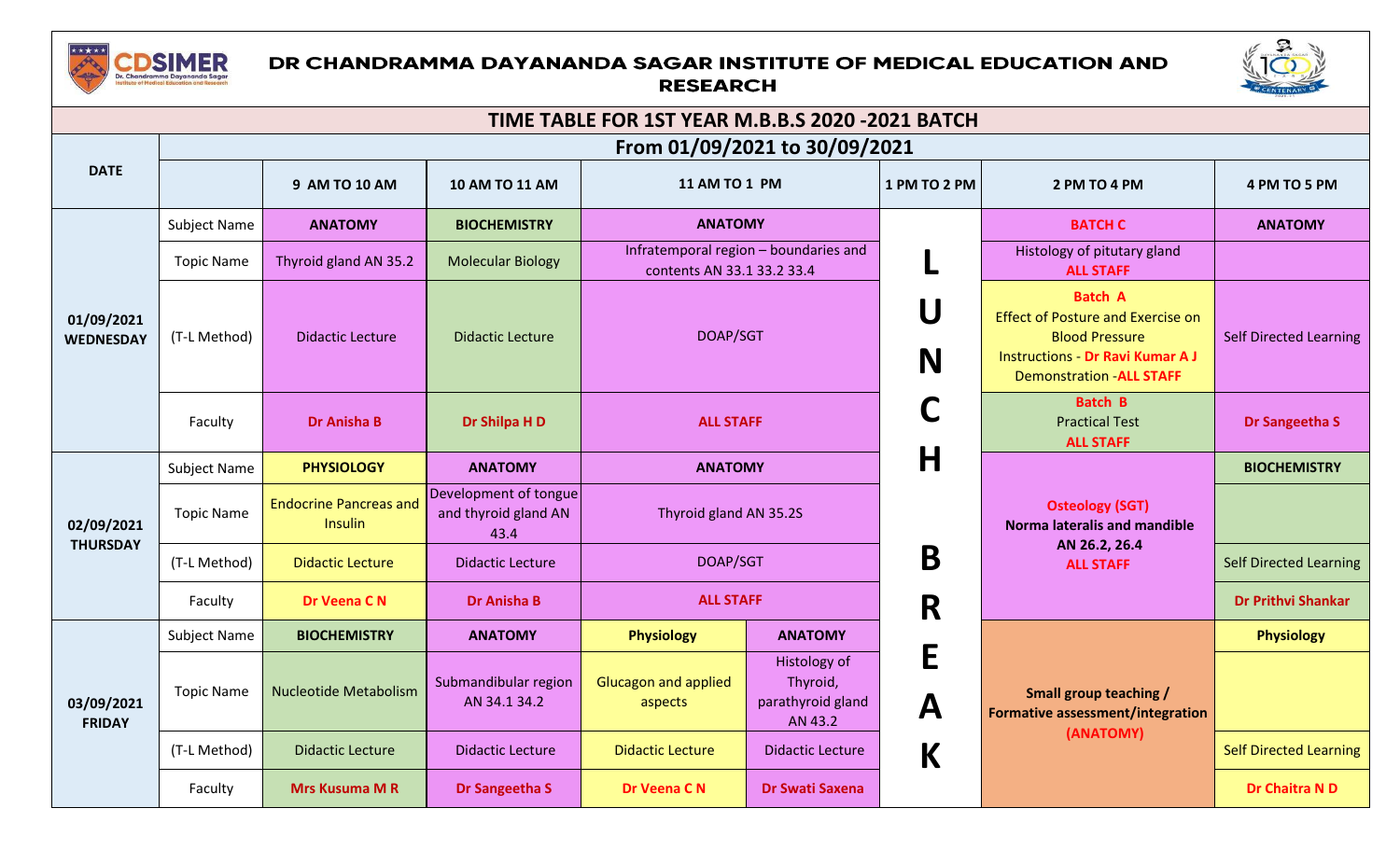# DR CHANDRAMMA DAYANANDA SAGAR INSTITUTE OF MEDICAL EDUCATION AND RESEARCH

## TIME TABLE FOR 1ST YEAR M.B.B.S 2020 -2021 BATCH

### From 01/09/2021 to 30/09/2021

| DATE | | 9 AM TO 10 AM | 10 AM TO 11 AM | 11 AM TO 1 PM | | 1 PM TO 2 PM | 2 PM TO 4 PM | 4 PM TO 5 PM |
|---|---|---|---|---|---|---|---|---|
| 01/09/2021 WEDNESDAY | Subject Name | **ANATOMY** | **BIOCHEMISTRY** | **ANATOMY** | | LUNCH BREAK | **BATCH C** | **ANATOMY** |
| | Topic Name | Thyroid gland AN 35.2 | Molecular Biology | Infratemporal region – boundaries and contents AN 33.1 33.2 33.4 | | | Histology of pitutary gland **ALL STAFF** | |
| | (T-L Method) | Didactic Lecture | Didactic Lecture | DOAP/SGT | | | **Batch A** Effect of Posture and Exercise on Blood Pressure Instructions - **Dr Ravi Kumar A J** Demonstration -**ALL STAFF** | Self Directed Learning |
| | Faculty | **Dr Anisha B** | **Dr Shilpa H D** | **ALL STAFF** | | | **Batch B** Practical Test **ALL STAFF** | **Dr Sangeetha S** |
| 02/09/2021 THURSDAY | Subject Name | **PHYSIOLOGY** | **ANATOMY** | **ANATOMY** | | | **Osteology (SGT)** **Norma lateralis and mandible AN 26.2, 26.4** **ALL STAFF** | **BIOCHEMISTRY** |
| | Topic Name | Endocrine Pancreas and Insulin | Development of tongue and thyroid gland AN 43.4 | Thyroid gland AN 35.2S | | | | |
| | (T-L Method) | Didactic Lecture | Didactic Lecture | DOAP/SGT | | | | Self Directed Learning |
| | Faculty | **Dr Veena C N** | **Dr Anisha B** | **ALL STAFF** | | | | **Dr Prithvi Shankar** |
| 03/09/2021 FRIDAY | Subject Name | **BIOCHEMISTRY** | **ANATOMY** | **Physiology** | **ANATOMY** | | **Small group teaching / Formative assessment/integration (ANATOMY)** | **Physiology** |
| | Topic Name | Nucleotide Metabolism | Submandibular region AN 34.1 34.2 | Glucagon and applied aspects | Histology of Thyroid, parathyroid gland AN 43.2 | | | |
| | (T-L Method) | Didactic Lecture | Didactic Lecture | Didactic Lecture | Didactic Lecture | | | Self Directed Learning |
| | Faculty | **Mrs Kusuma M R** | **Dr Sangeetha S** | **Dr Veena C N** | **Dr Swati Saxena** | | | **Dr Chaitra N D** |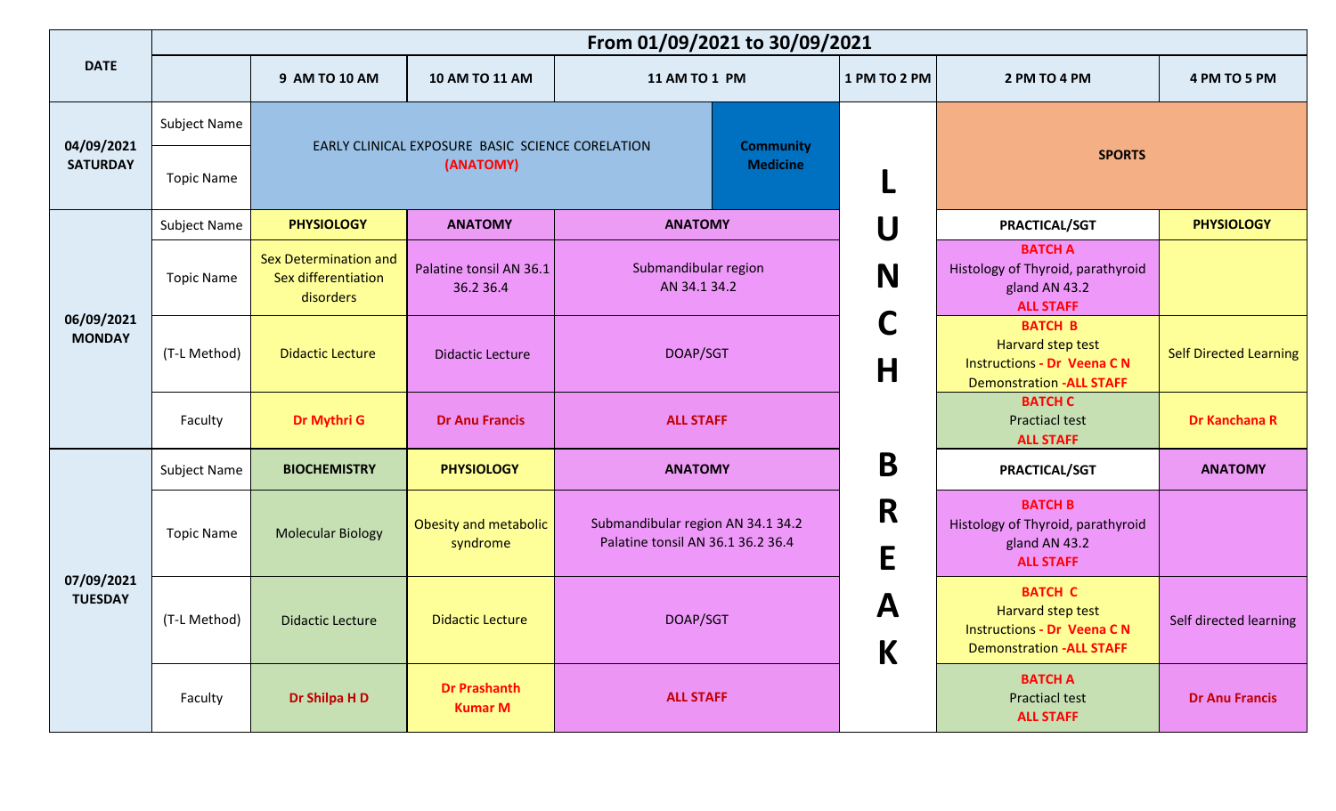| DATE | | From 01/09/2021 to 30/09/2021 | | | | | |
|---|---|---|---|---|---|---|---|
| | | 9 AM TO 10 AM | 10 AM TO 11 AM | 11 AM TO 1 PM | 1 PM TO 2 PM | 2 PM TO 4 PM | 4 PM TO 5 PM |
| **04/09/2021 SATURDAY** | Subject Name | EARLY CLINICAL EXPOSURE BASIC SCIENCE CORELATION **(ANATOMY)** | | **Community Medicine** | LUNCH BREAK | **SPORTS** | |
| | Topic Name | | | | | | |
| **06/09/2021 MONDAY** | Subject Name | **PHYSIOLOGY** | **ANATOMY** | **ANATOMY** | | **PRACTICAL/SGT** | **PHYSIOLOGY** |
| | Topic Name | Sex Determination and Sex differentiation disorders | Palatine tonsil AN 36.1 36.2 36.4 | Submandibular region AN 34.1 34.2 | | **BATCH A** Histology of Thyroid, parathyroid gland AN 43.2 **ALL STAFF** | |
| | (T-L Method) | Didactic Lecture | Didactic Lecture | DOAP/SGT | | **BATCH B** Harvard step test Instructions **- Dr Veena C N** Demonstration **-ALL STAFF** | Self Directed Learning |
| | Faculty | **Dr Mythri G** | **Dr Anu Francis** | **ALL STAFF** | | **BATCH C** Practiacl test **ALL STAFF** | **Dr Kanchana R** |
| **07/09/2021 TUESDAY** | Subject Name | **BIOCHEMISTRY** | **PHYSIOLOGY** | **ANATOMY** | | **PRACTICAL/SGT** | **ANATOMY** |
| | Topic Name | Molecular Biology | Obesity and metabolic syndrome | Submandibular region AN 34.1 34.2 Palatine tonsil AN 36.1 36.2 36.4 | | **BATCH B** Histology of Thyroid, parathyroid gland AN 43.2 **ALL STAFF** | |
| | (T-L Method) | Didactic Lecture | Didactic Lecture | DOAP/SGT | | **BATCH C** Harvard step test Instructions **- Dr Veena C N** Demonstration **-ALL STAFF** | Self directed learning |
| | Faculty | **Dr Shilpa H D** | **Dr Prashanth Kumar M** | **ALL STAFF** | | **BATCH A** Practiacl test **ALL STAFF** | **Dr Anu Francis** |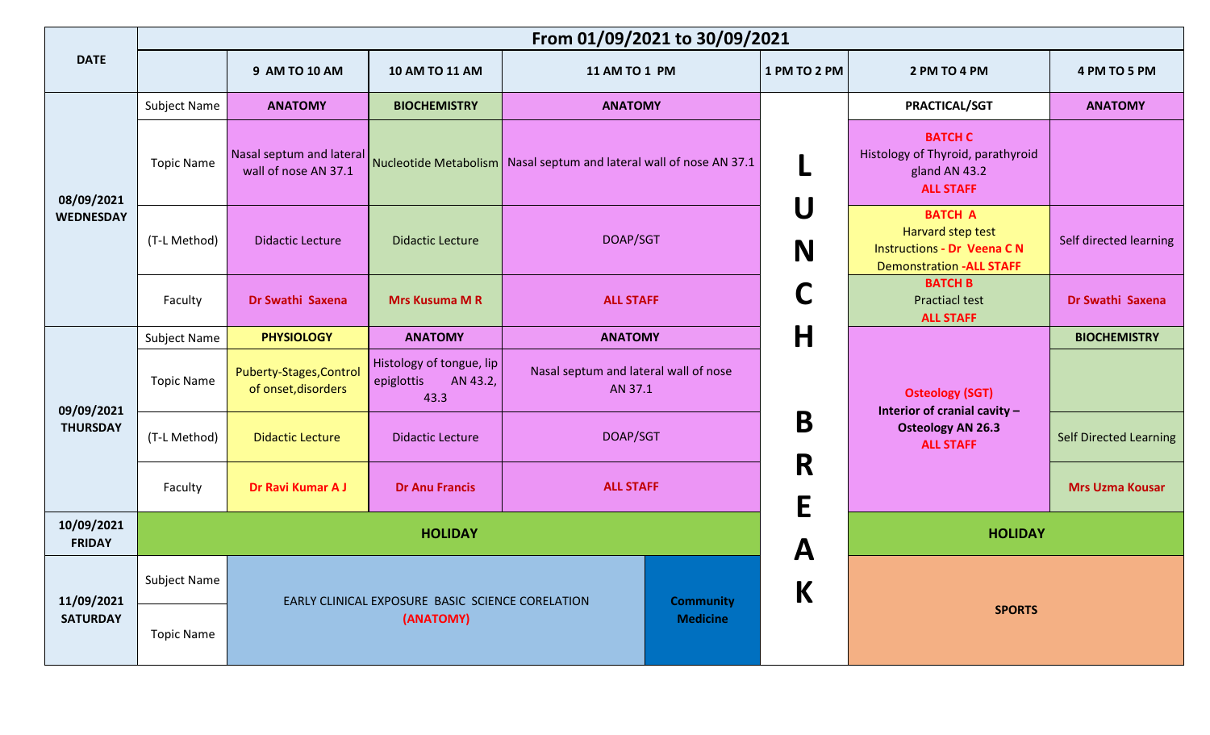| DATE | | From 01/09/2021 to 30/09/2021 | | | | | |
|---|---|---|---|---|---|---|---|
| | | 9 AM TO 10 AM | 10 AM TO 11 AM | 11 AM TO 1 PM | 1 PM TO 2 PM | 2 PM TO 4 PM | 4 PM TO 5 PM |
| 08/09/2021 WEDNESDAY | Subject Name | **ANATOMY** | **BIOCHEMISTRY** | **ANATOMY** | L U N C H B R E A K | **PRACTICAL/SGT** | **ANATOMY** |
| | Topic Name | Nasal septum and lateral wall of nose AN 37.1 | Nucleotide Metabolism | Nasal septum and lateral wall of nose AN 37.1 | | **BATCH C** Histology of Thyroid, parathyroid gland AN 43.2 **ALL STAFF** | |
| | (T-L Method) | Didactic Lecture | Didactic Lecture | DOAP/SGT | | **BATCH A** Harvard step test Instructions - **Dr Veena C N** Demonstration -**ALL STAFF** | Self directed learning |
| | Faculty | **Dr Swathi Saxena** | **Mrs Kusuma M R** | **ALL STAFF** | | **BATCH B** Practiacl test **ALL STAFF** | **Dr Swathi Saxena** |
| 09/09/2021 THURSDAY | Subject Name | **PHYSIOLOGY** | **ANATOMY** | **ANATOMY** | | **Osteology (SGT)** **Interior of cranial cavity – Osteology AN 26.3** **ALL STAFF** | **BIOCHEMISTRY** |
| | Topic Name | Puberty-Stages,Control of onset,disorders | Histology of tongue, lip epiglottis AN 43.2, 43.3 | Nasal septum and lateral wall of nose AN 37.1 | | | |
| | (T-L Method) | Didactic Lecture | Didactic Lecture | DOAP/SGT | | | Self Directed Learning |
| | Faculty | **Dr Ravi Kumar A J** | **Dr Anu Francis** | **ALL STAFF** | | | **Mrs Uzma Kousar** |
| 10/09/2021 FRIDAY | **HOLIDAY** | | | | | **HOLIDAY** | |
| 11/09/2021 SATURDAY | Subject Name | EARLY CLINICAL EXPOSURE BASIC SCIENCE CORELATION **(ANATOMY)** | | **Community Medicine** | | **SPORTS** | |
| | Topic Name | | | | | | |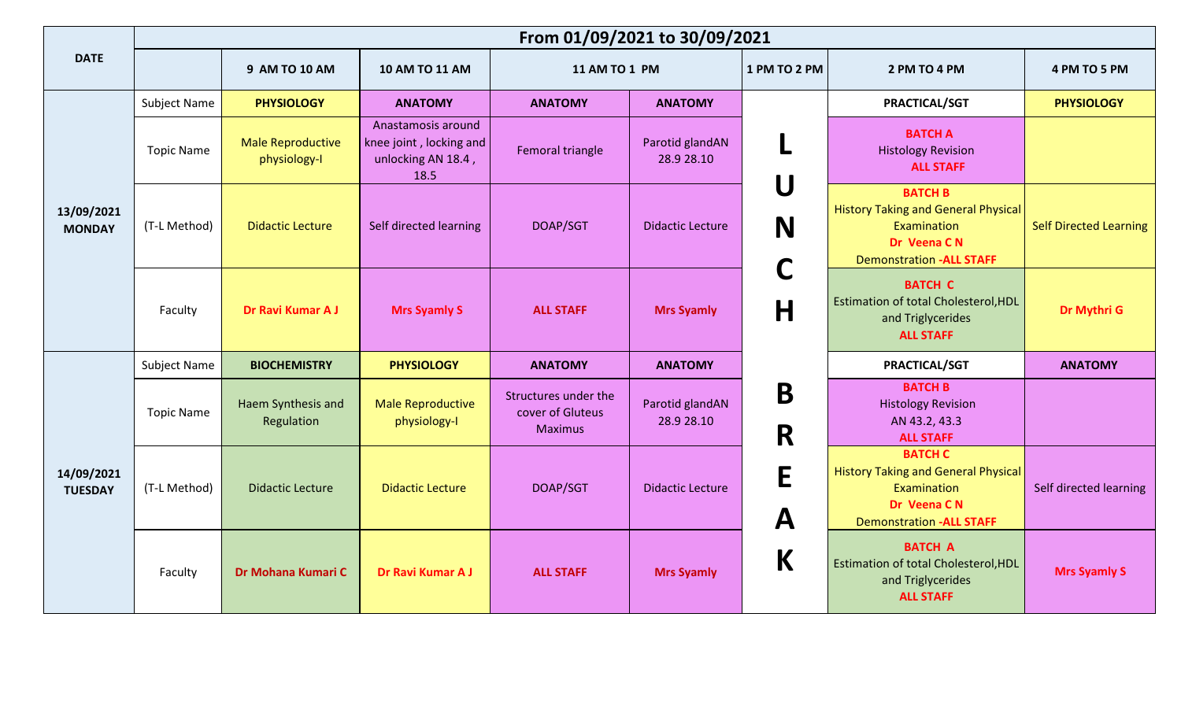| DATE | From 01/09/2021 to 30/09/2021 | | | | | | | |
|---|---|---|---|---|---|---|---|---|
| | | 9 AM TO 10 AM | 10 AM TO 11 AM | 11 AM TO 1 PM | | 1 PM TO 2 PM | 2 PM TO 4 PM | 4 PM TO 5 PM |
| **13/09/2021 MONDAY** | Subject Name | **PHYSIOLOGY** | **ANATOMY** | **ANATOMY** | **ANATOMY** | LUNCH BREAK | **PRACTICAL/SGT** | **PHYSIOLOGY** |
| | Topic Name | Male Reproductive physiology-I | Anastamosis around knee joint , locking and unlocking AN 18.4 , 18.5 | Femoral triangle | Parotid glandAN 28.9 28.10 | | **BATCH A** Histology Revision **ALL STAFF** | |
| | (T-L Method) | Didactic Lecture | Self directed learning | DOAP/SGT | Didactic Lecture | | **BATCH B** History Taking and General Physical Examination **Dr Veena C N** Demonstration **-ALL STAFF** | Self Directed Learning |
| | Faculty | **Dr Ravi Kumar A J** | **Mrs Syamly S** | **ALL STAFF** | **Mrs Syamly** | | **BATCH C** Estimation of total Cholesterol,HDL and Triglycerides **ALL STAFF** | **Dr Mythri G** |
| **14/09/2021 TUESDAY** | Subject Name | **BIOCHEMISTRY** | **PHYSIOLOGY** | **ANATOMY** | **ANATOMY** | | **PRACTICAL/SGT** | **ANATOMY** |
| | Topic Name | Haem Synthesis and Regulation | Male Reproductive physiology-I | Structures under the cover of Gluteus Maximus | Parotid glandAN 28.9 28.10 | | **BATCH B** Histology Revision AN 43.2, 43.3 **ALL STAFF** | |
| | (T-L Method) | Didactic Lecture | Didactic Lecture | DOAP/SGT | Didactic Lecture | | **BATCH C** History Taking and General Physical Examination **Dr Veena C N** Demonstration **-ALL STAFF** | Self directed learning |
| | Faculty | **Dr Mohana Kumari C** | **Dr Ravi Kumar A J** | **ALL STAFF** | **Mrs Syamly** | | **BATCH A** Estimation of total Cholesterol,HDL and Triglycerides **ALL STAFF** | **Mrs Syamly S** |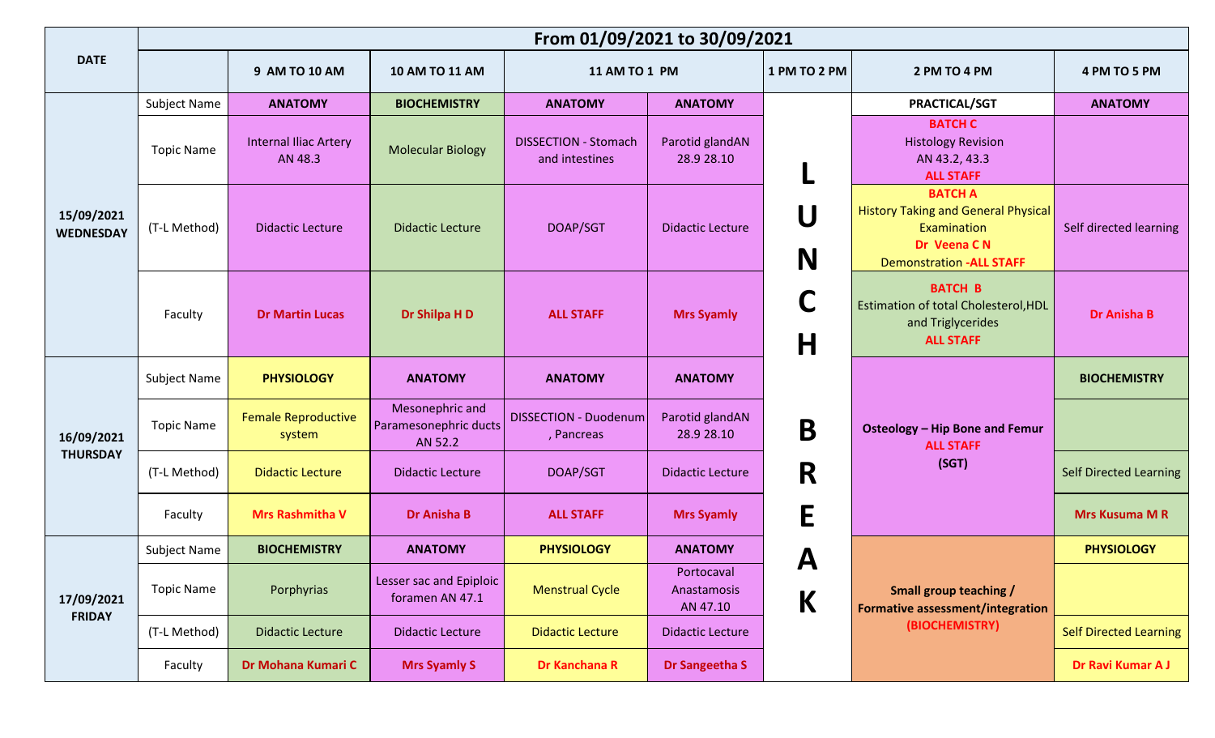| DATE | From 01/09/2021 to 30/09/2021 | | | | | | | |
|---|---|---|---|---|---|---|---|---|
| | | 9 AM TO 10 AM | 10 AM TO 11 AM | 11 AM TO 1 PM | | 1 PM TO 2 PM | 2 PM TO 4 PM | 4 PM TO 5 PM |
| 15/09/2021 WEDNESDAY | Subject Name | **ANATOMY** | **BIOCHEMISTRY** | **ANATOMY** | **ANATOMY** | LUNCH BREAK | **PRACTICAL/SGT** | **ANATOMY** |
| | Topic Name | Internal Iliac Artery AN 48.3 | Molecular Biology | DISSECTION - Stomach and intestines | Parotid glandAN 28.9 28.10 | | **BATCH C** Histology Revision AN 43.2, 43.3 **ALL STAFF** | |
| | (T-L Method) | Didactic Lecture | Didactic Lecture | DOAP/SGT | Didactic Lecture | | **BATCH A** History Taking and General Physical Examination **Dr Veena C N** Demonstration **-ALL STAFF** | Self directed learning |
| | Faculty | **Dr Martin Lucas** | **Dr Shilpa H D** | **ALL STAFF** | **Mrs Syamly** | | **BATCH B** Estimation of total Cholesterol,HDL and Triglycerides **ALL STAFF** | **Dr Anisha B** |
| 16/09/2021 THURSDAY | Subject Name | **PHYSIOLOGY** | **ANATOMY** | **ANATOMY** | **ANATOMY** | | **Osteology – Hip Bone and Femur** **ALL STAFF** **(SGT)** | **BIOCHEMISTRY** |
| | Topic Name | Female Reproductive system | Mesonephric and Paramesonephric ducts AN 52.2 | DISSECTION - Duodenum , Pancreas | Parotid glandAN 28.9 28.10 | | | |
| | (T-L Method) | Didactic Lecture | Didactic Lecture | DOAP/SGT | Didactic Lecture | | | Self Directed Learning |
| | Faculty | **Mrs Rashmitha V** | **Dr Anisha B** | **ALL STAFF** | **Mrs Syamly** | | | **Mrs Kusuma M R** |
| 17/09/2021 FRIDAY | Subject Name | **BIOCHEMISTRY** | **ANATOMY** | **PHYSIOLOGY** | **ANATOMY** | | **Small group teaching / Formative assessment/integration** **(BIOCHEMISTRY)** | **PHYSIOLOGY** |
| | Topic Name | Porphyrias | Lesser sac and Epiploic foramen AN 47.1 | Menstrual Cycle | Portocaval Anastamosis AN 47.10 | | | |
| | (T-L Method) | Didactic Lecture | Didactic Lecture | Didactic Lecture | Didactic Lecture | | | Self Directed Learning |
| | Faculty | **Dr Mohana Kumari C** | **Mrs Syamly S** | **Dr Kanchana R** | **Dr Sangeetha S** | | | **Dr Ravi Kumar A J** |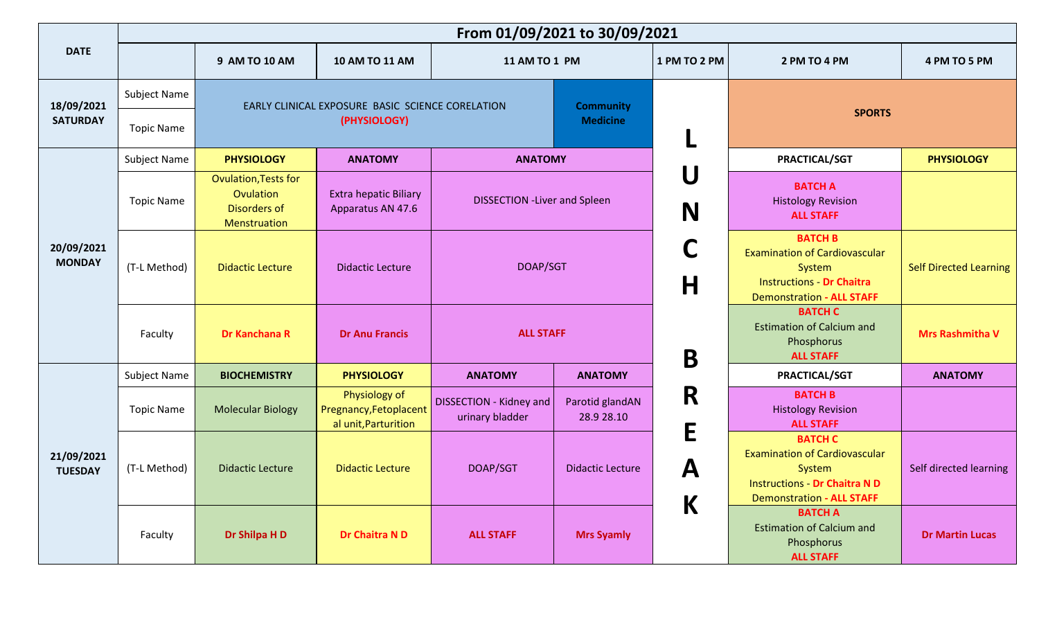| DATE | | From 01/09/2021 to 30/09/2021 | | | | | | |
|---|---|---|---|---|---|---|---|---|
| | | 9 AM TO 10 AM | 10 AM TO 11 AM | 11 AM TO 1 PM | | 1 PM TO 2 PM | 2 PM TO 4 PM | 4 PM TO 5 PM |
| **18/09/2021 SATURDAY** | Subject Name | EARLY CLINICAL EXPOSURE BASIC SCIENCE CORELATION **(PHYSIOLOGY)** | | | **Community Medicine** | LUNCH BREAK | **SPORTS** | |
| | Topic Name | | | | | | | |
| **20/09/2021 MONDAY** | Subject Name | **PHYSIOLOGY** | **ANATOMY** | **ANATOMY** | | | **PRACTICAL/SGT** | **PHYSIOLOGY** |
| | Topic Name | Ovulation,Tests for Ovulation Disorders of Menstruation | Extra hepatic Biliary Apparatus AN 47.6 | DISSECTION -Liver and Spleen | | | **BATCH A** Histology Revision **ALL STAFF** | |
| | (T-L Method) | Didactic Lecture | Didactic Lecture | DOAP/SGT | | | **BATCH B** Examination of Cardiovascular System Instructions - **Dr Chaitra** Demonstration **- ALL STAFF** | Self Directed Learning |
| | Faculty | **Dr Kanchana R** | **Dr Anu Francis** | **ALL STAFF** | | | **BATCH C** Estimation of Calcium and Phosphorus **ALL STAFF** | **Mrs Rashmitha V** |
| **21/09/2021 TUESDAY** | Subject Name | **BIOCHEMISTRY** | **PHYSIOLOGY** | **ANATOMY** | **ANATOMY** | | **PRACTICAL/SGT** | **ANATOMY** |
| | Topic Name | Molecular Biology | Physiology of Pregnancy,Fetoplacent al unit,Parturition | DISSECTION - Kidney and urinary bladder | Parotid glandAN 28.9 28.10 | | **BATCH B** Histology Revision **ALL STAFF** | |
| | (T-L Method) | Didactic Lecture | Didactic Lecture | DOAP/SGT | Didactic Lecture | | **BATCH C** Examination of Cardiovascular System Instructions - **Dr Chaitra N D** Demonstration **- ALL STAFF** | Self directed learning |
| | Faculty | **Dr Shilpa H D** | **Dr Chaitra N D** | **ALL STAFF** | **Mrs Syamly** | | **BATCH A** Estimation of Calcium and Phosphorus **ALL STAFF** | **Dr Martin Lucas** |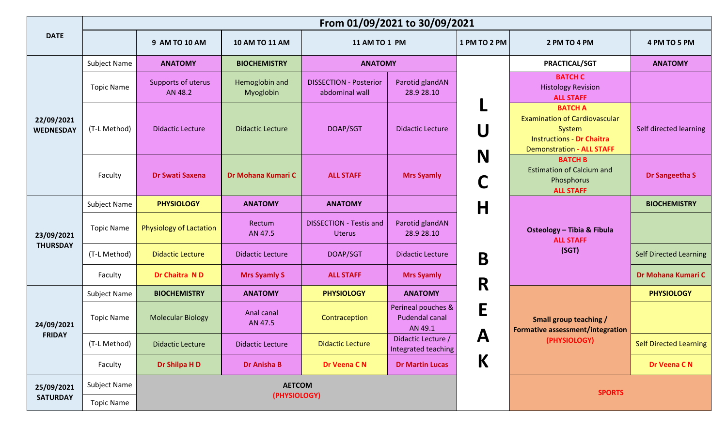| DATE | From 01/09/2021 to 30/09/2021 | | | | | | |
|---|---|---|---|---|---|---|---|
| | | 9 AM TO 10 AM | 10 AM TO 11 AM | 11 AM TO 1 PM | | 1 PM TO 2 PM | 2 PM TO 4 PM | 4 PM TO 5 PM |
| 22/09/2021 WEDNESDAY | Subject Name | ANATOMY | BIOCHEMISTRY | ANATOMY | | LUNCH BREAK | PRACTICAL/SGT | ANATOMY |
| | Topic Name | Supports of uterus AN 48.2 | Hemoglobin and Myoglobin | DISSECTION - Posterior abdominal wall | Parotid glandAN 28.9 28.10 | | BATCH C Histology Revision ALL STAFF | |
| | (T-L Method) | Didactic Lecture | Didactic Lecture | DOAP/SGT | Didactic Lecture | | BATCH A Examination of Cardiovascular System Instructions - Dr Chaitra Demonstration - ALL STAFF | Self directed learning |
| | Faculty | Dr Swati Saxena | Dr Mohana Kumari C | ALL STAFF | Mrs Syamly | | BATCH B Estimation of Calcium and Phosphorus ALL STAFF | Dr Sangeetha S |
| 23/09/2021 THURSDAY | Subject Name | PHYSIOLOGY | ANATOMY | ANATOMY | | | Osteology – Tibia & Fibula ALL STAFF (SGT) | BIOCHEMISTRY |
| | Topic Name | Physiology of Lactation | Rectum AN 47.5 | DISSECTION - Testis and Uterus | Parotid glandAN 28.9 28.10 | | | |
| | (T-L Method) | Didactic Lecture | Didactic Lecture | DOAP/SGT | Didactic Lecture | | | Self Directed Learning |
| | Faculty | Dr Chaitra N D | Mrs Symaly S | ALL STAFF | Mrs Syamly | | | Dr Mohana Kumari C |
| 24/09/2021 FRIDAY | Subject Name | BIOCHEMISTRY | ANATOMY | PHYSIOLOGY | ANATOMY | | Small group teaching / Formative assessment/integration (PHYSIOLOGY) | PHYSIOLOGY |
| | Topic Name | Molecular Biology | Anal canal AN 47.5 | Contraception | Perineal pouches & Pudendal canal AN 49.1 | | | |
| | (T-L Method) | Didactic Lecture | Didactic Lecture | Didactic Lecture | Didactic Lecture / Integrated teaching | | | Self Directed Learning |
| | Faculty | Dr Shilpa H D | Dr Anisha B | Dr Veena C N | Dr Martin Lucas | | | Dr Veena C N |
| 25/09/2021 SATURDAY | Subject Name | AETCOM (PHYSIOLOGY) | | | | | SPORTS | |
| | Topic Name | | | | | | | |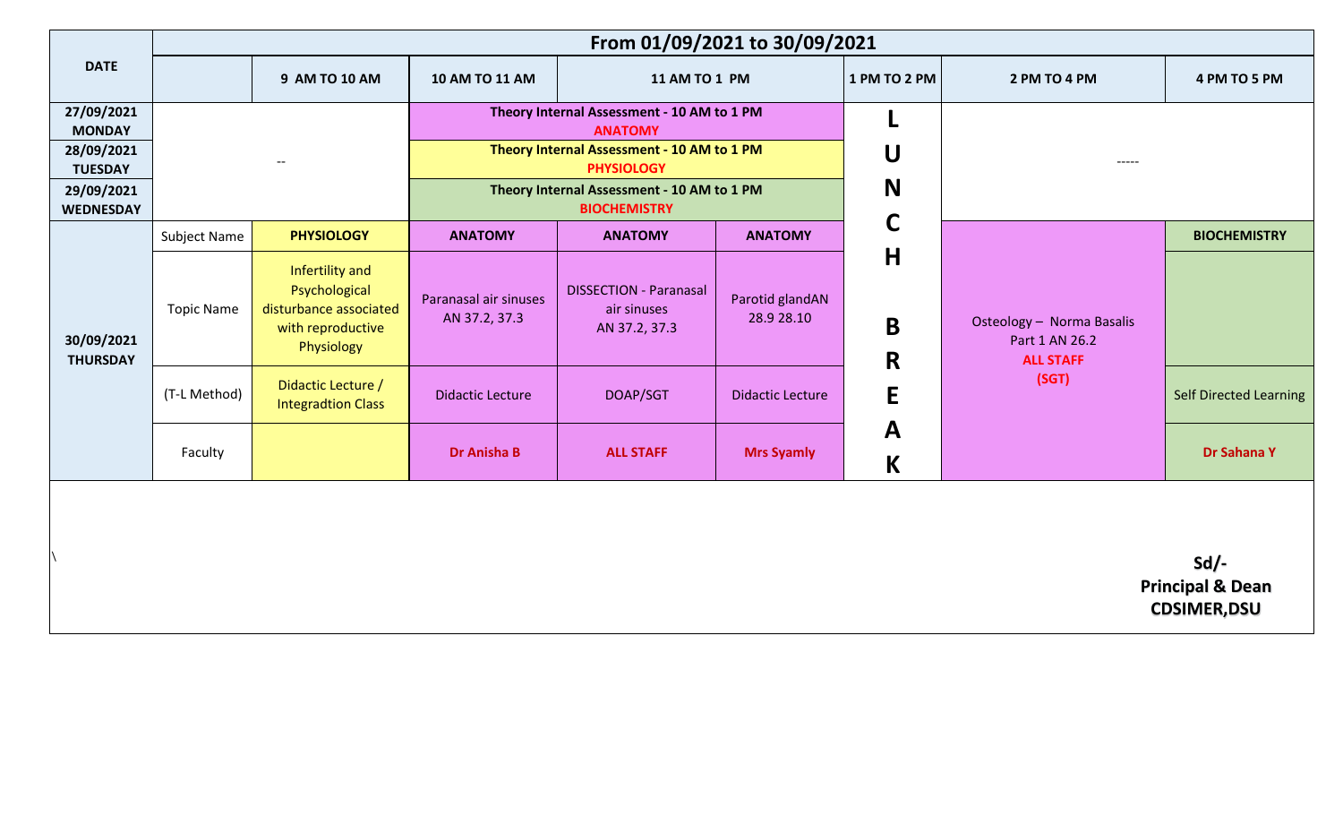| DATE | From 01/09/2021 to 30/09/2021 | | | | | | | |
|---|---|---|---|---|---|---|---|---|
| | | 9 AM TO 10 AM | 10 AM TO 11 AM | 11 AM TO 1 PM | | 1 PM TO 2 PM | 2 PM TO 4 PM | 4 PM TO 5 PM |
| 27/09/2021 MONDAY | -- | | Theory Internal Assessment - 10 AM to 1 PM ANATOMY | | | LUNCH BREAK | ----- | |
| 28/09/2021 TUESDAY | | | Theory Internal Assessment - 10 AM to 1 PM PHYSIOLOGY | | | | | |
| 29/09/2021 WEDNESDAY | | | Theory Internal Assessment - 10 AM to 1 PM BIOCHEMISTRY | | | | | |
| 30/09/2021 THURSDAY | Subject Name | PHYSIOLOGY | ANATOMY | ANATOMY | ANATOMY | | Osteology – Norma Basalis Part 1 AN 26.2 ALL STAFF (SGT) | BIOCHEMISTRY |
| | Topic Name | Infertility and Psychological disturbance associated with reproductive Physiology | Paranasal air sinuses AN 37.2, 37.3 | DISSECTION - Paranasal air sinuses AN 37.2, 37.3 | Parotid glandAN 28.9 28.10 | | | |
| | (T-L Method) | Didactic Lecture / Integradtion Class | Didactic Lecture | DOAP/SGT | Didactic Lecture | | | Self Directed Learning |
| | Faculty | | Dr Anisha B | ALL STAFF | Mrs Syamly | | | Dr Sahana Y |

\

**Sd/-**
**Principal & Dean**
**CDSIMER,DSU**